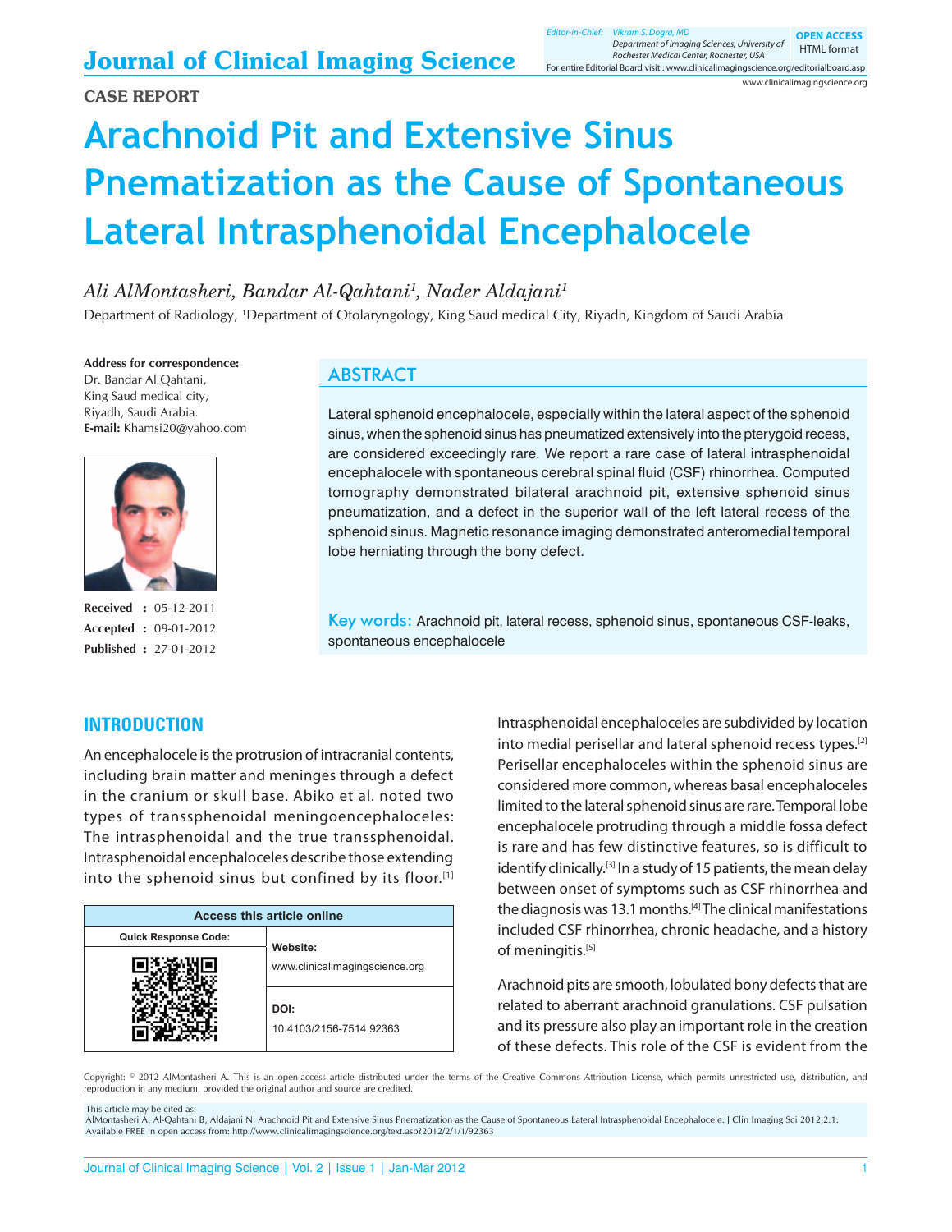CASE REPORT

# Arachnoid Pit and Extensive Sinus Pnematization as the Cause of Spontaneous Lateral Intrasphenoidal Encephalocele

*Ali AlMontasheri, Bandar Al-Qahtani[1], Nader Aldajani[1]*

Department of Radiology, [1]Department of Otolaryngology, King Saud medical City, Riyadh, Kingdom of Saudi Arabia

**Address for correspondence:**
Dr. Bandar Al Qahtani,
King Saud medical city,
Riyadh, Saudi Arabia.
**E-mail:** Khamsi20@yahoo.com

**Received :** 05-12-2011
**Accepted :** 09-01-2012
**Published :** 27-01-2012

## ABSTRACT

Lateral sphenoid encephalocele, especially within the lateral aspect of the sphenoid sinus, when the sphenoid sinus has pneumatized extensively into the pterygoid recess, are considered exceedingly rare. We report a rare case of lateral intrasphenoidal encephalocele with spontaneous cerebral spinal fluid (CSF) rhinorrhea. Computed tomography demonstrated bilateral arachnoid pit, extensive sphenoid sinus pneumatization, and a defect in the superior wall of the left lateral recess of the sphenoid sinus. Magnetic resonance imaging demonstrated anteromedial temporal lobe herniating through the bony defect.

**Key words:** Arachnoid pit, lateral recess, sphenoid sinus, spontaneous CSF-leaks, spontaneous encephalocele

| Access this article online | |
|---|---|
| Quick Response Code: | **Website:** www.clinicalimagingscience.org |
| | **DOI:** 10.4103/2156-7514.92363 |

## INTRODUCTION

An encephalocele is the protrusion of intracranial contents, including brain matter and meninges through a defect in the cranium or skull base. Abiko et al. noted two types of transsphenoidal meningoencephaloceles: The intrasphenoidal and the true transsphenoidal. Intrasphenoidal encephaloceles describe those extending into the sphenoid sinus but confined by its floor.[1]

Intrasphenoidal encephaloceles are subdivided by location into medial perisellar and lateral sphenoid recess types.[2] Perisellar encephaloceles within the sphenoid sinus are considered more common, whereas basal encephaloceles limited to the lateral sphenoid sinus are rare. Temporal lobe encephalocele protruding through a middle fossa defect is rare and has few distinctive features, so is difficult to identify clinically.[3] In a study of 15 patients, the mean delay between onset of symptoms such as CSF rhinorrhea and the diagnosis was 13.1 months.[4] The clinical manifestations included CSF rhinorrhea, chronic headache, and a history of meningitis.[5]

Arachnoid pits are smooth, lobulated bony defects that are related to aberrant arachnoid granulations. CSF pulsation and its pressure also play an important role in the creation of these defects. This role of the CSF is evident from the

Copyright: © 2012 AlMontasheri A. This is an open-access article distributed under the terms of the Creative Commons Attribution License, which permits unrestricted use, distribution, and reproduction in any medium, provided the original author and source are credited.

This article may be cited as:
AlMontasheri A, Al-Qahtani B, Aldajani N. Arachnoid Pit and Extensive Sinus Pnematization as the Cause of Spontaneous Lateral Intrasphenoidal Encephalocele. J Clin Imaging Sci 2012;2:1.
Available FREE in open access from: http://www.clinicalimagingscience.org/text.asp?2012/2/1/1/92363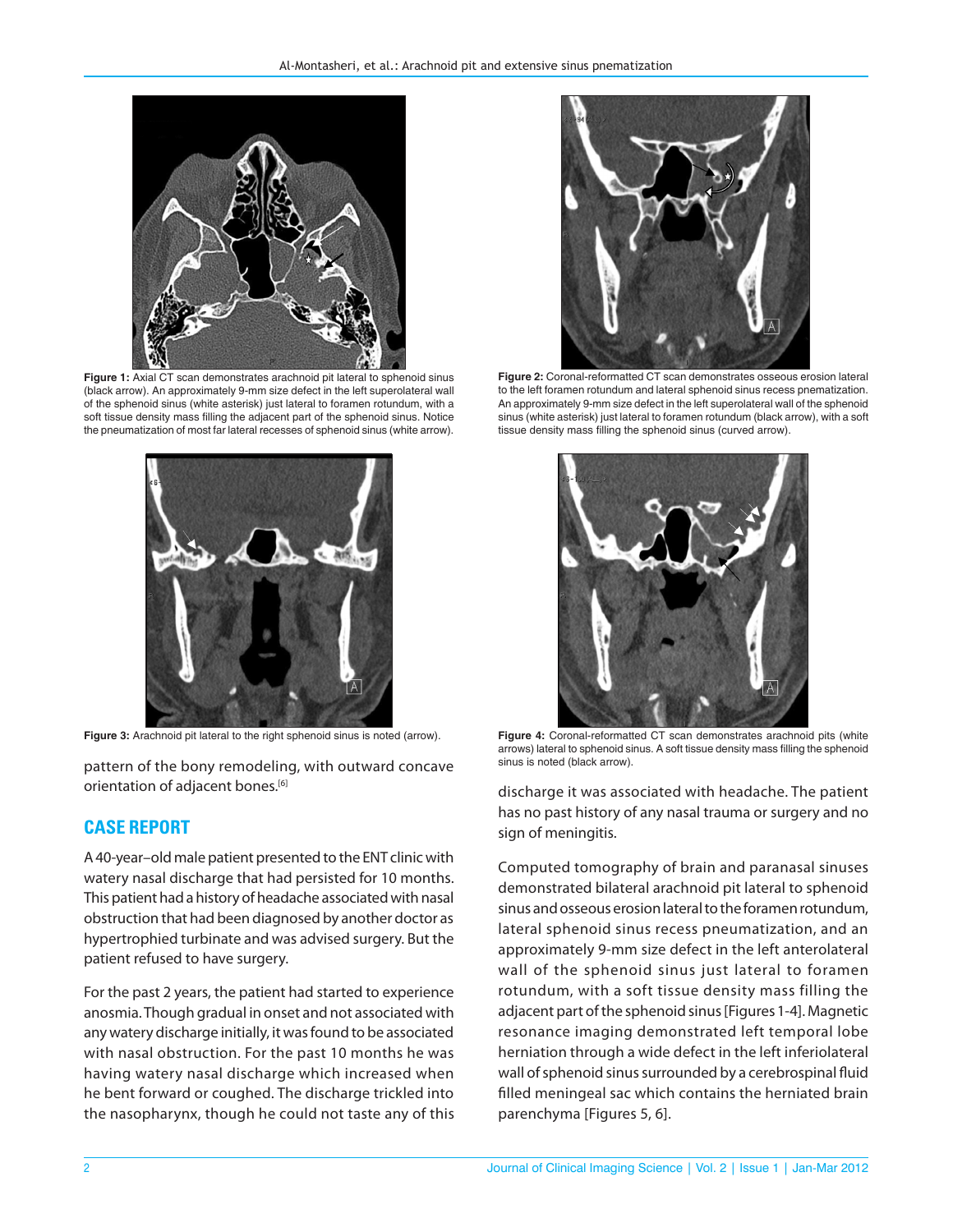Figure 1: Axial CT scan demonstrates arachnoid pit lateral to sphenoid sinus (black arrow). An approximately 9-mm size defect in the left superolateral wall of the sphenoid sinus (white asterisk) just lateral to foramen rotundum, with a soft tissue density mass filling the adjacent part of the sphenoid sinus. Notice the pneumatization of most far lateral recesses of sphenoid sinus (white arrow).

Figure 2: Coronal-reformatted CT scan demonstrates osseous erosion lateral to the left foramen rotundum and lateral sphenoid sinus recess pneumatization. An approximately 9-mm size defect in the left superolateral wall of the sphenoid sinus (white asterisk) just lateral to foramen rotundum (black arrow), with a soft tissue density mass filling the sphenoid sinus (curved arrow).

Figure 3: Arachnoid pit lateral to the right sphenoid sinus is noted (arrow).

Figure 4: Coronal-reformatted CT scan demonstrates arachnoid pits (white arrows) lateral to sphenoid sinus. A soft tissue density mass filling the sphenoid sinus is noted (black arrow).

pattern of the bony remodeling, with outward concave orientation of adjacent bones.[6]

## CASE REPORT

A 40-year–old male patient presented to the ENT clinic with watery nasal discharge that had persisted for 10 months. This patient had a history of headache associated with nasal obstruction that had been diagnosed by another doctor as hypertrophied turbinate and was advised surgery. But the patient refused to have surgery.

For the past 2 years, the patient had started to experience anosmia. Though gradual in onset and not associated with any watery discharge initially, it was found to be associated with nasal obstruction. For the past 10 months he was having watery nasal discharge which increased when he bent forward or coughed. The discharge trickled into the nasopharynx, though he could not taste any of this discharge it was associated with headache. The patient has no past history of any nasal trauma or surgery and no sign of meningitis.

Computed tomography of brain and paranasal sinuses demonstrated bilateral arachnoid pit lateral to sphenoid sinus and osseous erosion lateral to the foramen rotundum, lateral sphenoid sinus recess pneumatization, and an approximately 9-mm size defect in the left anterolateral wall of the sphenoid sinus just lateral to foramen rotundum, with a soft tissue density mass filling the adjacent part of the sphenoid sinus [Figures 1-4]. Magnetic resonance imaging demonstrated left temporal lobe herniation through a wide defect in the left inferiolateral wall of sphenoid sinus surrounded by a cerebrospinal fluid filled meningeal sac which contains the herniated brain parenchyma [Figures 5, 6].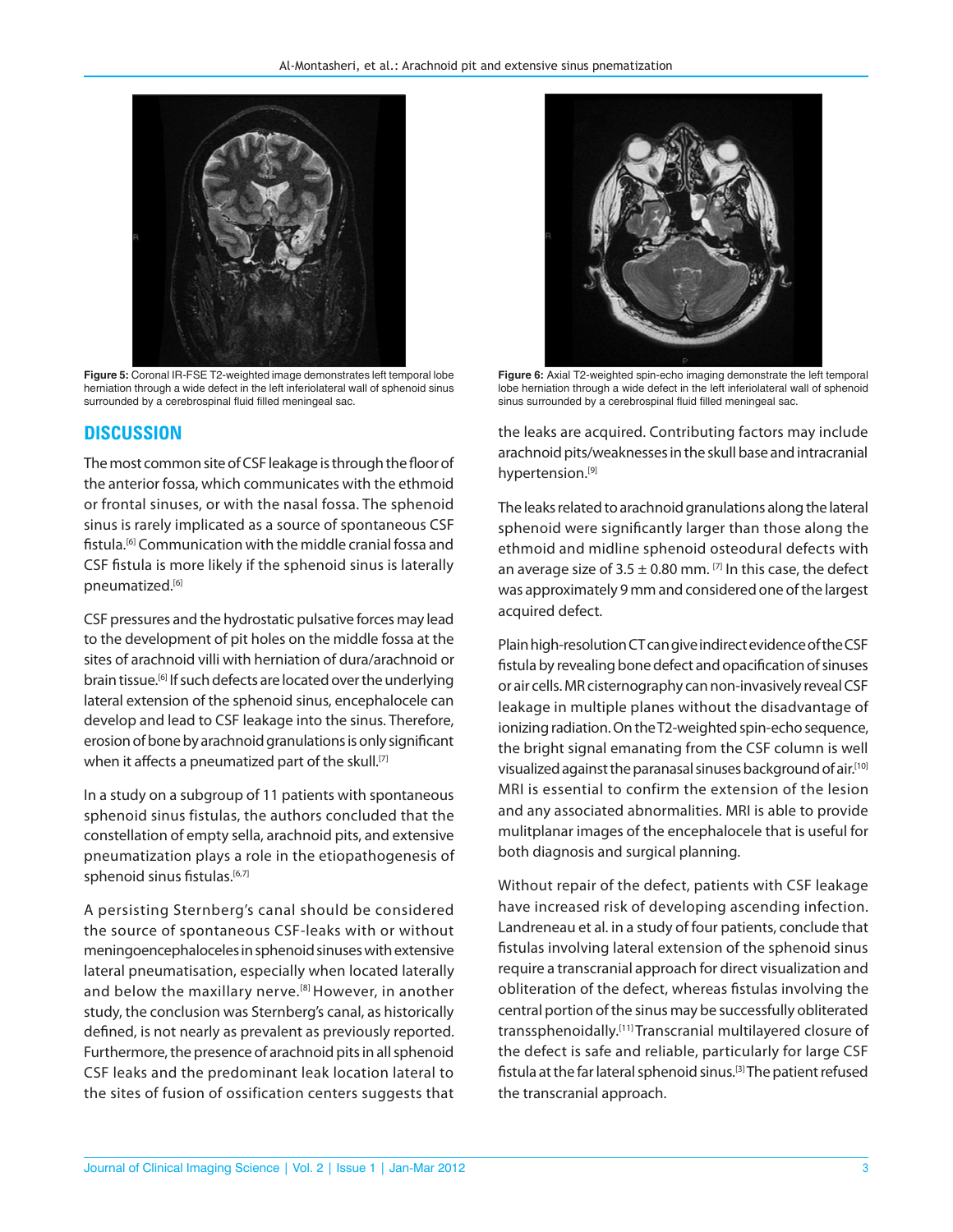Figure 5: Coronal IR-FSE T2-weighted image demonstrates left temporal lobe herniation through a wide defect in the left inferiolateral wall of sphenoid sinus surrounded by a cerebrospinal fluid filled meningeal sac.

Figure 6: Axial T2-weighted spin-echo imaging demonstrate the left temporal lobe herniation through a wide defect in the left inferiolateral wall of sphenoid sinus surrounded by a cerebrospinal fluid filled meningeal sac.

## DISCUSSION

The most common site of CSF leakage is through the floor of the anterior fossa, which communicates with the ethmoid or frontal sinuses, or with the nasal fossa. The sphenoid sinus is rarely implicated as a source of spontaneous CSF fistula.[6] Communication with the middle cranial fossa and CSF fistula is more likely if the sphenoid sinus is laterally pneumatized.[6]

CSF pressures and the hydrostatic pulsative forces may lead to the development of pit holes on the middle fossa at the sites of arachnoid villi with herniation of dura/arachnoid or brain tissue.[6] If such defects are located over the underlying lateral extension of the sphenoid sinus, encephalocele can develop and lead to CSF leakage into the sinus. Therefore, erosion of bone by arachnoid granulations is only significant when it affects a pneumatized part of the skull.[7]

In a study on a subgroup of 11 patients with spontaneous sphenoid sinus fistulas, the authors concluded that the constellation of empty sella, arachnoid pits, and extensive pneumatization plays a role in the etiopathogenesis of sphenoid sinus fistulas.[6,7]

A persisting Sternberg's canal should be considered the source of spontaneous CSF-leaks with or without meningoencephaloceles in sphenoid sinuses with extensive lateral pneumatisation, especially when located laterally and below the maxillary nerve.[8] However, in another study, the conclusion was Sternberg's canal, as historically defined, is not nearly as prevalent as previously reported. Furthermore, the presence of arachnoid pits in all sphenoid CSF leaks and the predominant leak location lateral to the sites of fusion of ossification centers suggests that the leaks are acquired. Contributing factors may include arachnoid pits/weaknesses in the skull base and intracranial hypertension.[9]

The leaks related to arachnoid granulations along the lateral sphenoid were significantly larger than those along the ethmoid and midline sphenoid osteodural defects with an average size of $3.5 \pm 0.80$ mm. [7] In this case, the defect was approximately 9 mm and considered one of the largest acquired defect.

Plain high-resolution CT can give indirect evidence of the CSF fistula by revealing bone defect and opacification of sinuses or air cells. MR cisternography can non-invasively reveal CSF leakage in multiple planes without the disadvantage of ionizing radiation. On the T2-weighted spin-echo sequence, the bright signal emanating from the CSF column is well visualized against the paranasal sinuses background of air.[10] MRI is essential to confirm the extension of the lesion and any associated abnormalities. MRI is able to provide mulitplanar images of the encephalocele that is useful for both diagnosis and surgical planning.

Without repair of the defect, patients with CSF leakage have increased risk of developing ascending infection. Landreneau et al. in a study of four patients, conclude that fistulas involving lateral extension of the sphenoid sinus require a transcranial approach for direct visualization and obliteration of the defect, whereas fistulas involving the central portion of the sinus may be successfully obliterated transsphenoidally.[11] Transcranial multilayered closure of the defect is safe and reliable, particularly for large CSF fistula at the far lateral sphenoid sinus.[3] The patient refused the transcranial approach.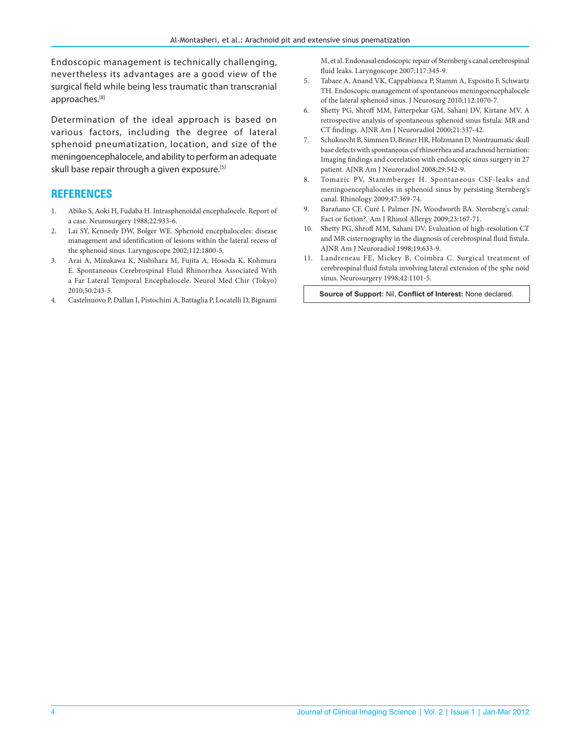Endoscopic management is technically challenging, nevertheless its advantages are a good view of the surgical field while being less traumatic than transcranial approaches.[8]

Determination of the ideal approach is based on various factors, including the degree of lateral sphenoid pneumatization, location, and size of the meningoencephalocele, and ability to perform an adequate skull base repair through a given exposure.[5]

## REFERENCES

1. Abiko S, Aoki H, Fudaba H. Intrasphenoidal encephalocele. Report of a case. Neurosurgery 1988;22:933-6.
2. Lai SY, Kennedy DW, Bolger WE. Sphenoid encephaloceles: disease management and identification of lesions within the lateral recess of the sphenoid sinus. Laryngoscope 2002;112:1800-5.
3. Arai A, Mizukawa K, Nishihara M, Fujita A, Hosoda K, Kohmura E. Spontaneous Cerebrospinal Fluid Rhinorrhea Associated With a Far Lateral Temporal Encephalocele. Neurol Med Chir (Tokyo) 2010;50:243-5.
4. Castelnuovo P, Dallan I, Pistochini A, Battaglia P, Locatelli D, Bignami M, et al. Endonasal endoscopic repair of Sternberg's canal cerebrospinal fluid leaks. Laryngoscope 2007;117:345-9.
5. Tabaee A, Anand VK, Cappabianca P, Stamm A, Esposito F, Schwartz TH. Endoscopic management of spontaneous meningoencephalocele of the lateral sphenoid sinus. J Neurosurg 2010;112:1070-7.
6. Shetty PG, Shroff MM, Fatterpekar GM, Sahani DV, Kirtane MV. A retrospective analysis of spontaneous sphenoid sinus fistula: MR and CT findings. AJNR Am J Neuroradiol 2000;21:337-42.
7. Schuknecht B, Simmen D, Briner HR, Holzmann D. Nontraumatic skull base defects with spontaneous csf rhinorrhea and arachnoid herniation: Imaging findings and correlation with endoscopic sinus surgery in 27 patient. AJNR Am J Neuroradiol 2008;29:542-9.
8. Tomazic PV, Stammberger H. Spontaneous CSF-leaks and meningoencephaloceles in sphenoid sinus by persisting Sternberg's canal. Rhinology 2009;47:369-74.
9. Barañano CF, Curé J, Palmer JN, Woodworth BA. Sternberg's canal: Fact or fiction?. Am J Rhinol Allergy 2009;23:167-71.
10. Shetty PG, Shroff MM, Sahani DV. Evaluation of high-resolution CT and MR cisternography in the diagnosis of cerebrospinal fluid fistula. AJNR Am J Neuroradiol 1998;19:633-9.
11. Landreneau FE, Mickey B, Coimbra C. Surgical treatment of cerebrospinal fluid fistula involving lateral extension of the sphe noid sinus. Neurosurgery 1998;42:1101-5.

**Source of Support:** Nil, **Conflict of Interest:** None declared.